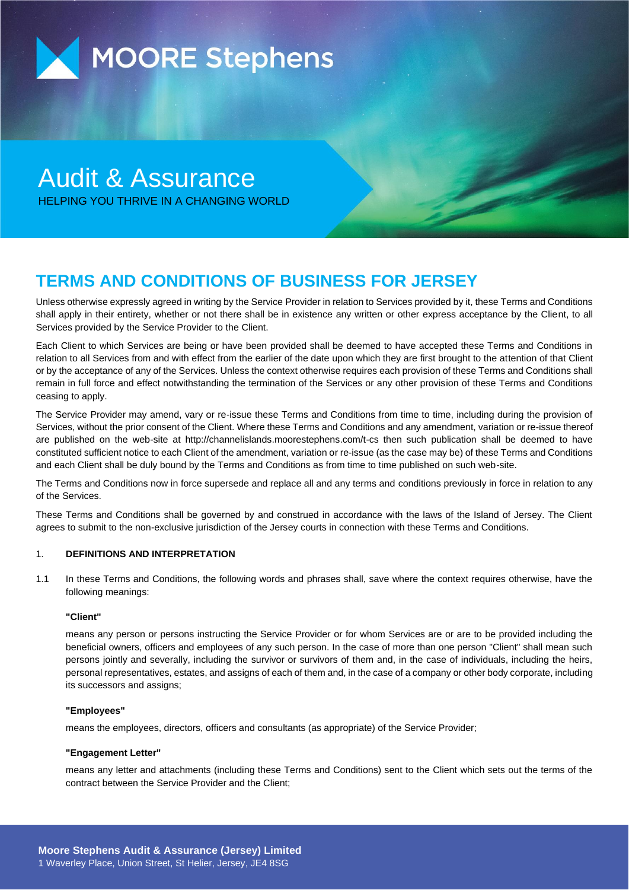MOORE Stephens

# Audit & Assurance

HELPING YOU THRIVE IN A CHANGING WORLD

## TERMS AND CONDITIONS OF BUSINESS FOR JERSEY

Unless otherwise expressly agreed in writing by the Service Provider in relation to Services provided by it, these Terms and Conditions shall apply in their entirety, whether or not there shall be in existence any written or other express acceptance by the Client, to all Services provided by the Service Provider to the Client.

Each Client to which Services are being or have been provided shall be deemed to have accepted these Terms and Conditions in relation to all Services from and with effect from the earlier of the date upon which they are first brought to the attention of that Client or by the acceptance of any of the Services. Unless the context otherwise requires each provision of these Terms and Conditions shall remain in full force and effect notwithstanding the termination of the Services or any other provision of these Terms and Conditions ceasing to apply.

The Service Provider may amend, vary or re-issue these Terms and Conditions from time to time, including during the provision of Services, without the prior consent of the Client. Where these Terms and Conditions and any amendment, variation or re-issue thereof are published on the web-site at http://channelislands.moorestephens.com/t-cs then such publication shall be deemed to have constituted sufficient notice to each Client of the amendment, variation or re-issue (as the case may be) of these Terms and Conditions and each Client shall be duly bound by the Terms and Conditions as from time to time published on such web-site.

The Terms and Conditions now in force supersede and replace all and any terms and conditions previously in force in relation to any of the Services.

These Terms and Conditions shall be governed by and construed in accordance with the laws of the Island of Jersey. The Client agrees to submit to the non-exclusive jurisdiction of the Jersey courts in connection with these Terms and Conditions.

1. **DEFINITIONS AND INTERPRETATION**

1.1 In these Terms and Conditions, the following words and phrases shall, save where the context requires otherwise, have the following meanings:

**"Client"**

means any person or persons instructing the Service Provider or for whom Services are or are to be provided including the beneficial owners, officers and employees of any such person. In the case of more than one person "Client" shall mean such persons jointly and severally, including the survivor or survivors of them and, in the case of individuals, including the heirs, personal representatives, estates, and assigns of each of them and, in the case of a company or other body corporate, including its successors and assigns;

**"Employees"**

means the employees, directors, officers and consultants (as appropriate) of the Service Provider;

**"Engagement Letter"**

means any letter and attachments (including these Terms and Conditions) sent to the Client which sets out the terms of the contract between the Service Provider and the Client;

**Moore Stephens Audit & Assurance (Jersey) Limited**
1 Waverley Place, Union Street, St Helier, Jersey, JE4 8SG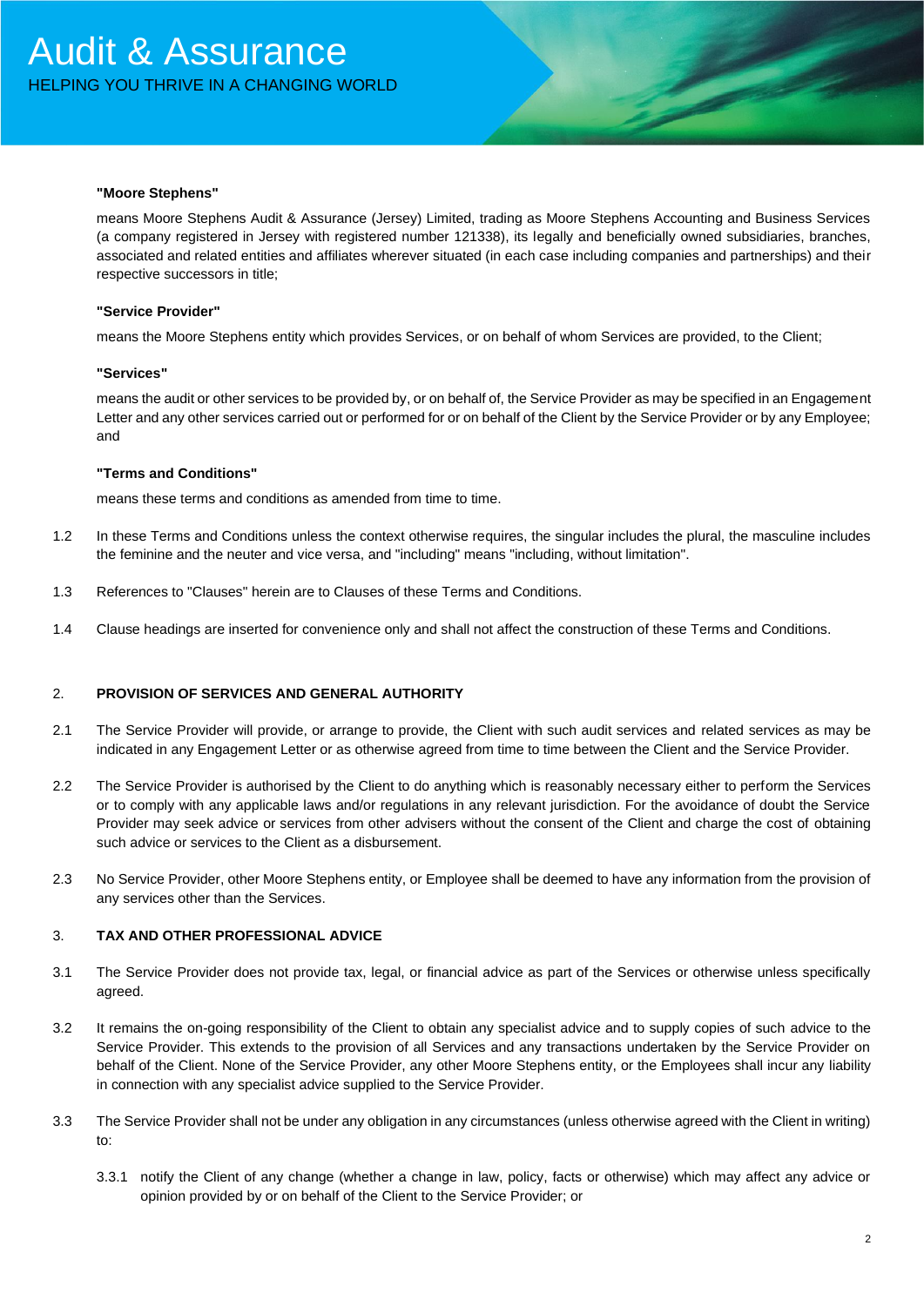**"Moore Stephens"**

means Moore Stephens Audit & Assurance (Jersey) Limited, trading as Moore Stephens Accounting and Business Services (a company registered in Jersey with registered number 121338), its legally and beneficially owned subsidiaries, branches, associated and related entities and affiliates wherever situated (in each case including companies and partnerships) and their respective successors in title;

**"Service Provider"**

means the Moore Stephens entity which provides Services, or on behalf of whom Services are provided, to the Client;

**"Services"**

means the audit or other services to be provided by, or on behalf of, the Service Provider as may be specified in an Engagement Letter and any other services carried out or performed for or on behalf of the Client by the Service Provider or by any Employee; and

**"Terms and Conditions"**

means these terms and conditions as amended from time to time.

1.2 In these Terms and Conditions unless the context otherwise requires, the singular includes the plural, the masculine includes the feminine and the neuter and vice versa, and "including" means "including, without limitation".

1.3 References to "Clauses" herein are to Clauses of these Terms and Conditions.

1.4 Clause headings are inserted for convenience only and shall not affect the construction of these Terms and Conditions.

## 2. PROVISION OF SERVICES AND GENERAL AUTHORITY

2.1 The Service Provider will provide, or arrange to provide, the Client with such audit services and related services as may be indicated in any Engagement Letter or as otherwise agreed from time to time between the Client and the Service Provider.

2.2 The Service Provider is authorised by the Client to do anything which is reasonably necessary either to perform the Services or to comply with any applicable laws and/or regulations in any relevant jurisdiction. For the avoidance of doubt the Service Provider may seek advice or services from other advisers without the consent of the Client and charge the cost of obtaining such advice or services to the Client as a disbursement.

2.3 No Service Provider, other Moore Stephens entity, or Employee shall be deemed to have any information from the provision of any services other than the Services.

## 3. TAX AND OTHER PROFESSIONAL ADVICE

3.1 The Service Provider does not provide tax, legal, or financial advice as part of the Services or otherwise unless specifically agreed.

3.2 It remains the on-going responsibility of the Client to obtain any specialist advice and to supply copies of such advice to the Service Provider. This extends to the provision of all Services and any transactions undertaken by the Service Provider on behalf of the Client. None of the Service Provider, any other Moore Stephens entity, or the Employees shall incur any liability in connection with any specialist advice supplied to the Service Provider.

3.3 The Service Provider shall not be under any obligation in any circumstances (unless otherwise agreed with the Client in writing) to:

3.3.1 notify the Client of any change (whether a change in law, policy, facts or otherwise) which may affect any advice or opinion provided by or on behalf of the Client to the Service Provider; or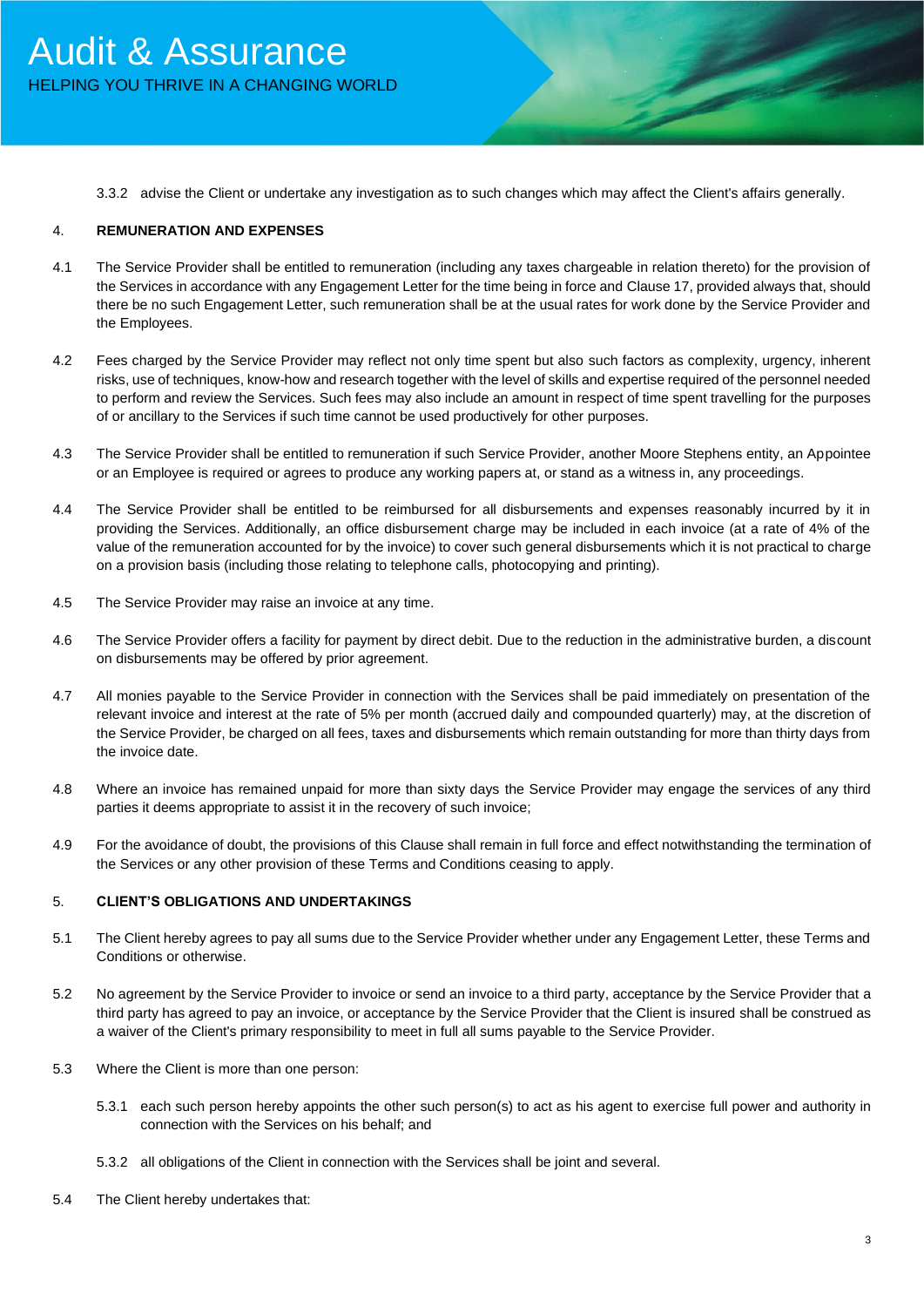3.3.2 advise the Client or undertake any investigation as to such changes which may affect the Client's affairs generally.

4. **REMUNERATION AND EXPENSES**

4.1 The Service Provider shall be entitled to remuneration (including any taxes chargeable in relation thereto) for the provision of the Services in accordance with any Engagement Letter for the time being in force and Clause 17, provided always that, should there be no such Engagement Letter, such remuneration shall be at the usual rates for work done by the Service Provider and the Employees.

4.2 Fees charged by the Service Provider may reflect not only time spent but also such factors as complexity, urgency, inherent risks, use of techniques, know-how and research together with the level of skills and expertise required of the personnel needed to perform and review the Services. Such fees may also include an amount in respect of time spent travelling for the purposes of or ancillary to the Services if such time cannot be used productively for other purposes.

4.3 The Service Provider shall be entitled to remuneration if such Service Provider, another Moore Stephens entity, an Appointee or an Employee is required or agrees to produce any working papers at, or stand as a witness in, any proceedings.

4.4 The Service Provider shall be entitled to be reimbursed for all disbursements and expenses reasonably incurred by it in providing the Services. Additionally, an office disbursement charge may be included in each invoice (at a rate of 4% of the value of the remuneration accounted for by the invoice) to cover such general disbursements which it is not practical to charge on a provision basis (including those relating to telephone calls, photocopying and printing).

4.5 The Service Provider may raise an invoice at any time.

4.6 The Service Provider offers a facility for payment by direct debit. Due to the reduction in the administrative burden, a discount on disbursements may be offered by prior agreement.

4.7 All monies payable to the Service Provider in connection with the Services shall be paid immediately on presentation of the relevant invoice and interest at the rate of 5% per month (accrued daily and compounded quarterly) may, at the discretion of the Service Provider, be charged on all fees, taxes and disbursements which remain outstanding for more than thirty days from the invoice date.

4.8 Where an invoice has remained unpaid for more than sixty days the Service Provider may engage the services of any third parties it deems appropriate to assist it in the recovery of such invoice;

4.9 For the avoidance of doubt, the provisions of this Clause shall remain in full force and effect notwithstanding the termination of the Services or any other provision of these Terms and Conditions ceasing to apply.

5. **CLIENT'S OBLIGATIONS AND UNDERTAKINGS**

5.1 The Client hereby agrees to pay all sums due to the Service Provider whether under any Engagement Letter, these Terms and Conditions or otherwise.

5.2 No agreement by the Service Provider to invoice or send an invoice to a third party, acceptance by the Service Provider that a third party has agreed to pay an invoice, or acceptance by the Service Provider that the Client is insured shall be construed as a waiver of the Client's primary responsibility to meet in full all sums payable to the Service Provider.

5.3 Where the Client is more than one person:

5.3.1 each such person hereby appoints the other such person(s) to act as his agent to exercise full power and authority in connection with the Services on his behalf; and

5.3.2 all obligations of the Client in connection with the Services shall be joint and several.

5.4 The Client hereby undertakes that: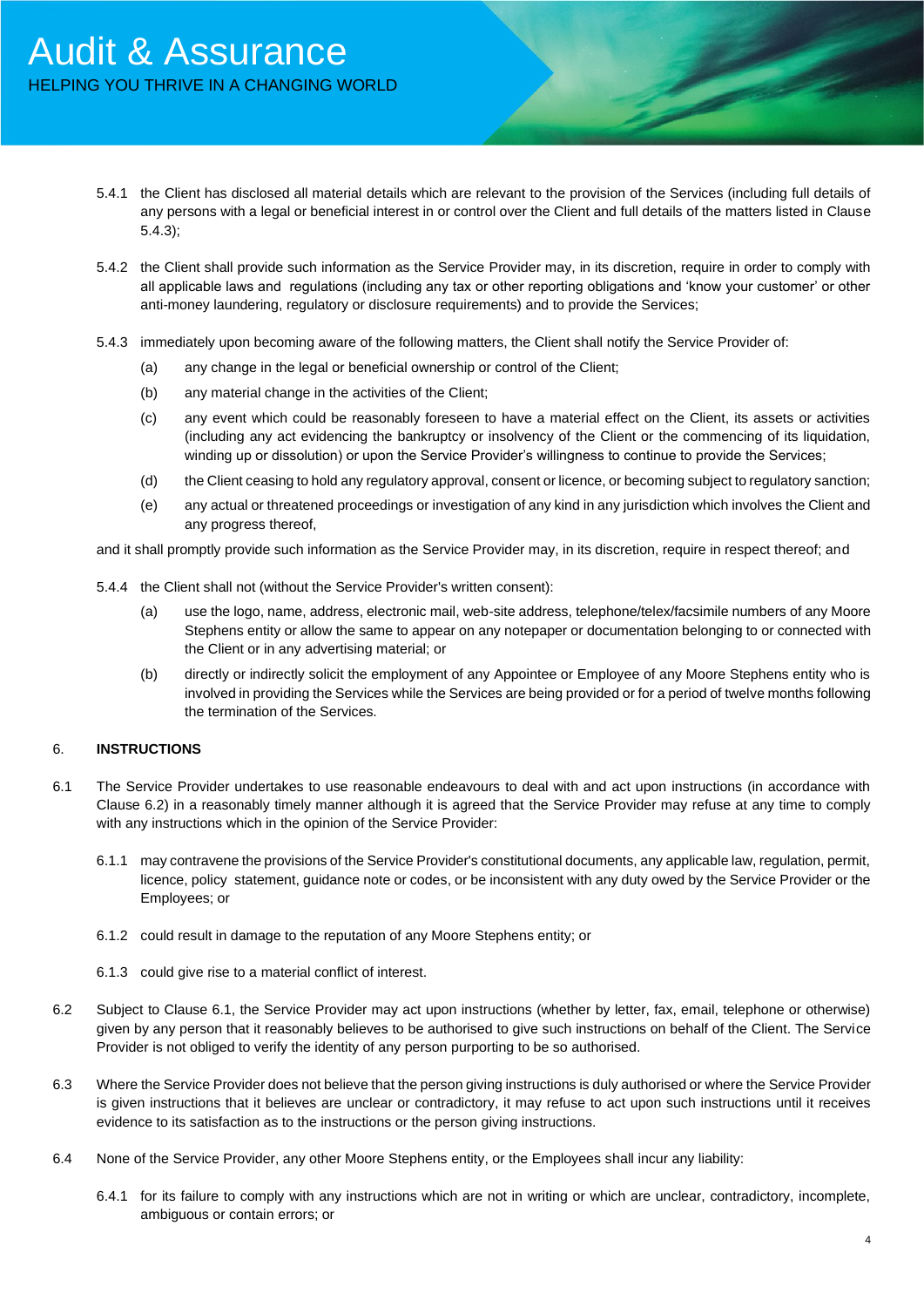5.4.1 the Client has disclosed all material details which are relevant to the provision of the Services (including full details of any persons with a legal or beneficial interest in or control over the Client and full details of the matters listed in Clause 5.4.3);

5.4.2 the Client shall provide such information as the Service Provider may, in its discretion, require in order to comply with all applicable laws and regulations (including any tax or other reporting obligations and 'know your customer' or other anti-money laundering, regulatory or disclosure requirements) and to provide the Services;

5.4.3 immediately upon becoming aware of the following matters, the Client shall notify the Service Provider of:

(a) any change in the legal or beneficial ownership or control of the Client;

(b) any material change in the activities of the Client;

(c) any event which could be reasonably foreseen to have a material effect on the Client, its assets or activities (including any act evidencing the bankruptcy or insolvency of the Client or the commencing of its liquidation, winding up or dissolution) or upon the Service Provider's willingness to continue to provide the Services;

(d) the Client ceasing to hold any regulatory approval, consent or licence, or becoming subject to regulatory sanction;

(e) any actual or threatened proceedings or investigation of any kind in any jurisdiction which involves the Client and any progress thereof,

and it shall promptly provide such information as the Service Provider may, in its discretion, require in respect thereof; and

5.4.4 the Client shall not (without the Service Provider's written consent):

(a) use the logo, name, address, electronic mail, web-site address, telephone/telex/facsimile numbers of any Moore Stephens entity or allow the same to appear on any notepaper or documentation belonging to or connected with the Client or in any advertising material; or

(b) directly or indirectly solicit the employment of any Appointee or Employee of any Moore Stephens entity who is involved in providing the Services while the Services are being provided or for a period of twelve months following the termination of the Services.

## 6. INSTRUCTIONS

6.1 The Service Provider undertakes to use reasonable endeavours to deal with and act upon instructions (in accordance with Clause 6.2) in a reasonably timely manner although it is agreed that the Service Provider may refuse at any time to comply with any instructions which in the opinion of the Service Provider:

6.1.1 may contravene the provisions of the Service Provider's constitutional documents, any applicable law, regulation, permit, licence, policy statement, guidance note or codes, or be inconsistent with any duty owed by the Service Provider or the Employees; or

6.1.2 could result in damage to the reputation of any Moore Stephens entity; or

6.1.3 could give rise to a material conflict of interest.

6.2 Subject to Clause 6.1, the Service Provider may act upon instructions (whether by letter, fax, email, telephone or otherwise) given by any person that it reasonably believes to be authorised to give such instructions on behalf of the Client. The Service Provider is not obliged to verify the identity of any person purporting to be so authorised.

6.3 Where the Service Provider does not believe that the person giving instructions is duly authorised or where the Service Provider is given instructions that it believes are unclear or contradictory, it may refuse to act upon such instructions until it receives evidence to its satisfaction as to the instructions or the person giving instructions.

6.4 None of the Service Provider, any other Moore Stephens entity, or the Employees shall incur any liability:

6.4.1 for its failure to comply with any instructions which are not in writing or which are unclear, contradictory, incomplete, ambiguous or contain errors; or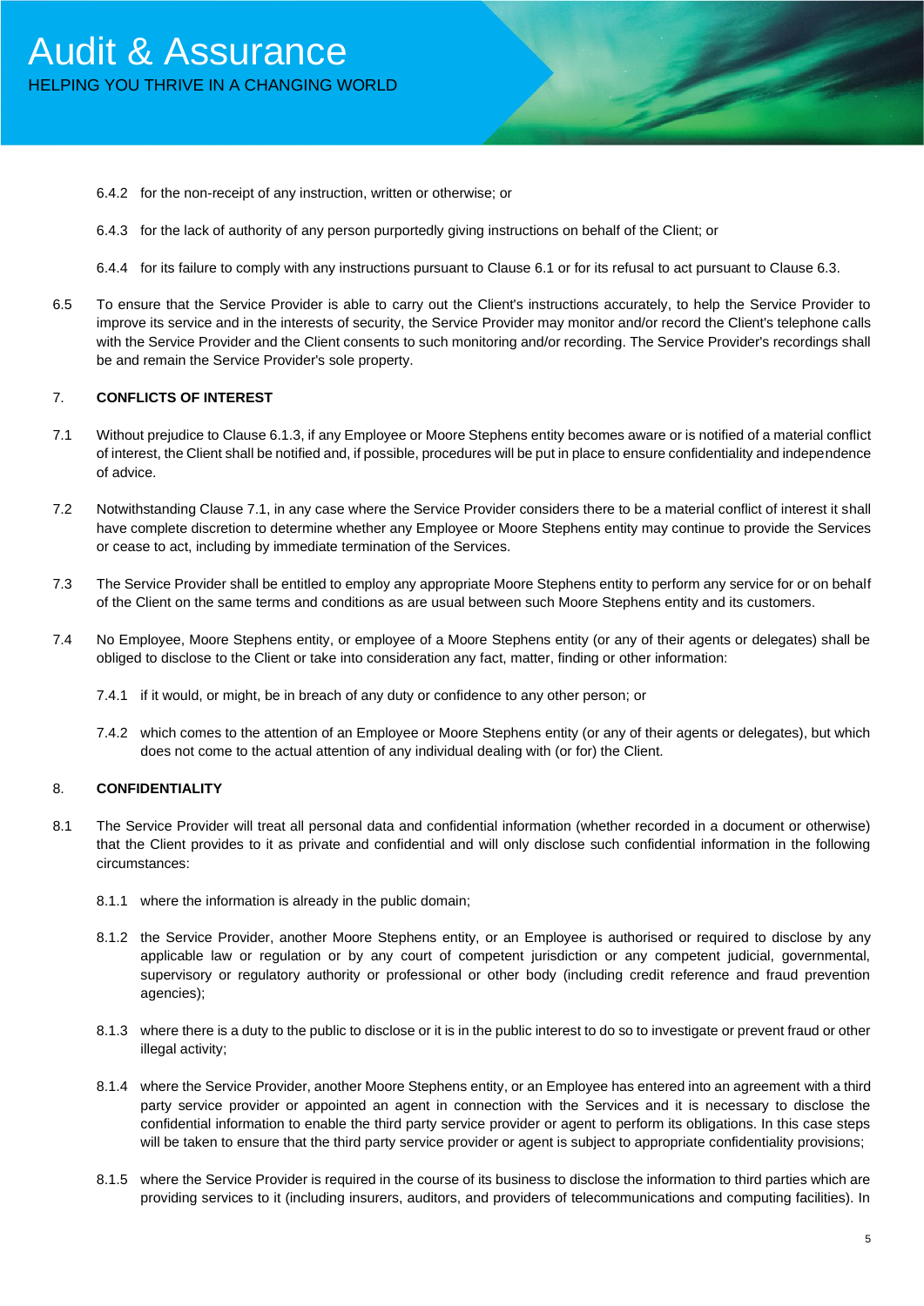6.4.2 for the non-receipt of any instruction, written or otherwise; or

6.4.3 for the lack of authority of any person purportedly giving instructions on behalf of the Client; or

6.4.4 for its failure to comply with any instructions pursuant to Clause 6.1 or for its refusal to act pursuant to Clause 6.3.

6.5 To ensure that the Service Provider is able to carry out the Client's instructions accurately, to help the Service Provider to improve its service and in the interests of security, the Service Provider may monitor and/or record the Client's telephone calls with the Service Provider and the Client consents to such monitoring and/or recording. The Service Provider's recordings shall be and remain the Service Provider's sole property.

7. **CONFLICTS OF INTEREST**

7.1 Without prejudice to Clause 6.1.3, if any Employee or Moore Stephens entity becomes aware or is notified of a material conflict of interest, the Client shall be notified and, if possible, procedures will be put in place to ensure confidentiality and independence of advice.

7.2 Notwithstanding Clause 7.1, in any case where the Service Provider considers there to be a material conflict of interest it shall have complete discretion to determine whether any Employee or Moore Stephens entity may continue to provide the Services or cease to act, including by immediate termination of the Services.

7.3 The Service Provider shall be entitled to employ any appropriate Moore Stephens entity to perform any service for or on behalf of the Client on the same terms and conditions as are usual between such Moore Stephens entity and its customers.

7.4 No Employee, Moore Stephens entity, or employee of a Moore Stephens entity (or any of their agents or delegates) shall be obliged to disclose to the Client or take into consideration any fact, matter, finding or other information:

7.4.1 if it would, or might, be in breach of any duty or confidence to any other person; or

7.4.2 which comes to the attention of an Employee or Moore Stephens entity (or any of their agents or delegates), but which does not come to the actual attention of any individual dealing with (or for) the Client.

8. **CONFIDENTIALITY**

8.1 The Service Provider will treat all personal data and confidential information (whether recorded in a document or otherwise) that the Client provides to it as private and confidential and will only disclose such confidential information in the following circumstances:

8.1.1 where the information is already in the public domain;

8.1.2 the Service Provider, another Moore Stephens entity, or an Employee is authorised or required to disclose by any applicable law or regulation or by any court of competent jurisdiction or any competent judicial, governmental, supervisory or regulatory authority or professional or other body (including credit reference and fraud prevention agencies);

8.1.3 where there is a duty to the public to disclose or it is in the public interest to do so to investigate or prevent fraud or other illegal activity;

8.1.4 where the Service Provider, another Moore Stephens entity, or an Employee has entered into an agreement with a third party service provider or appointed an agent in connection with the Services and it is necessary to disclose the confidential information to enable the third party service provider or agent to perform its obligations. In this case steps will be taken to ensure that the third party service provider or agent is subject to appropriate confidentiality provisions;

8.1.5 where the Service Provider is required in the course of its business to disclose the information to third parties which are providing services to it (including insurers, auditors, and providers of telecommunications and computing facilities). In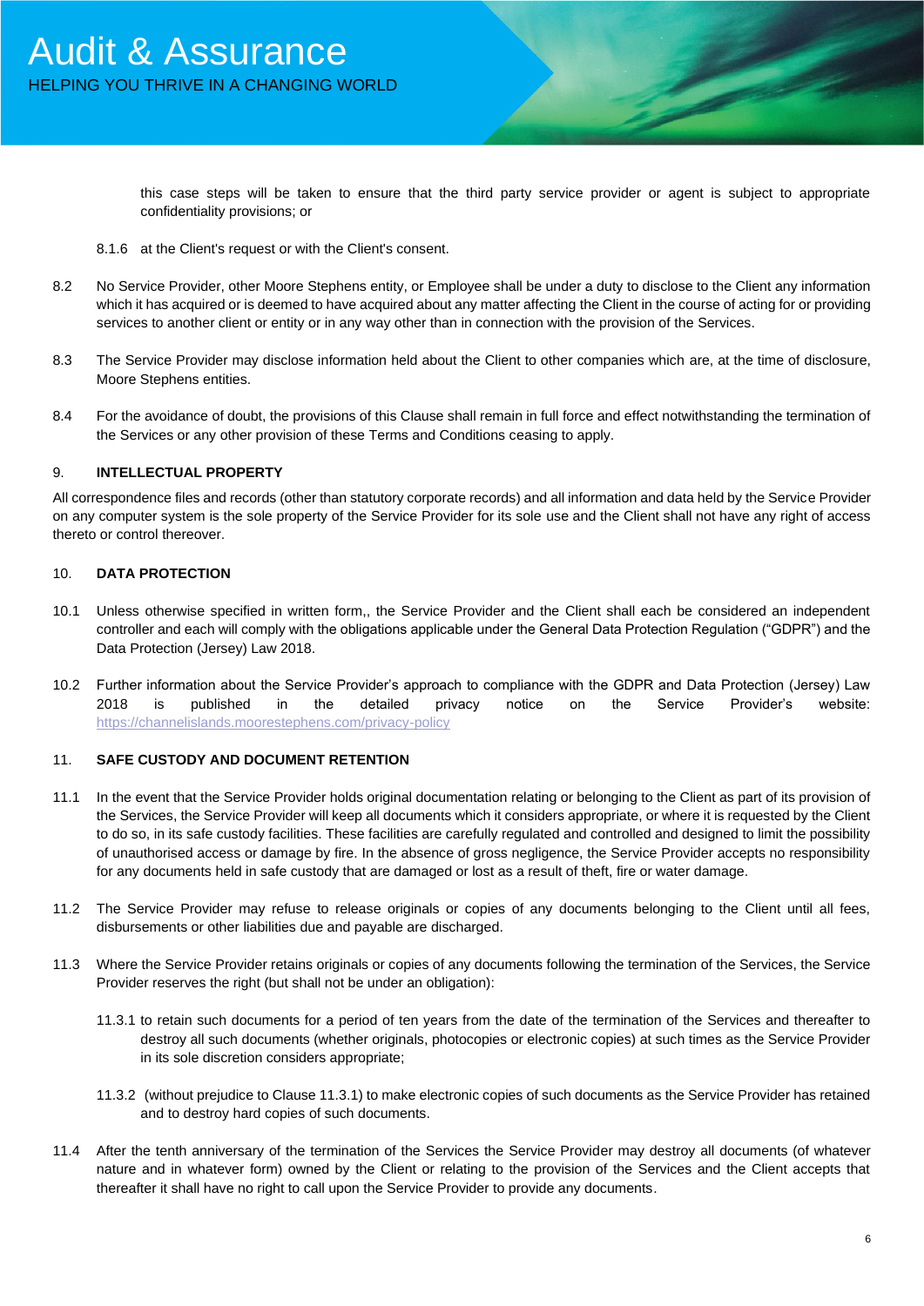this case steps will be taken to ensure that the third party service provider or agent is subject to appropriate confidentiality provisions; or

8.1.6 at the Client's request or with the Client's consent.

8.2 No Service Provider, other Moore Stephens entity, or Employee shall be under a duty to disclose to the Client any information which it has acquired or is deemed to have acquired about any matter affecting the Client in the course of acting for or providing services to another client or entity or in any way other than in connection with the provision of the Services.

8.3 The Service Provider may disclose information held about the Client to other companies which are, at the time of disclosure, Moore Stephens entities.

8.4 For the avoidance of doubt, the provisions of this Clause shall remain in full force and effect notwithstanding the termination of the Services or any other provision of these Terms and Conditions ceasing to apply.

## 9. INTELLECTUAL PROPERTY

All correspondence files and records (other than statutory corporate records) and all information and data held by the Service Provider on any computer system is the sole property of the Service Provider for its sole use and the Client shall not have any right of access thereto or control thereover.

## 10. DATA PROTECTION

10.1 Unless otherwise specified in written form,, the Service Provider and the Client shall each be considered an independent controller and each will comply with the obligations applicable under the General Data Protection Regulation ("GDPR") and the Data Protection (Jersey) Law 2018.

10.2 Further information about the Service Provider's approach to compliance with the GDPR and Data Protection (Jersey) Law 2018 is published in the detailed privacy notice on the Service Provider's website: https://channelislands.moorestephens.com/privacy-policy

## 11. SAFE CUSTODY AND DOCUMENT RETENTION

11.1 In the event that the Service Provider holds original documentation relating or belonging to the Client as part of its provision of the Services, the Service Provider will keep all documents which it considers appropriate, or where it is requested by the Client to do so, in its safe custody facilities. These facilities are carefully regulated and controlled and designed to limit the possibility of unauthorised access or damage by fire. In the absence of gross negligence, the Service Provider accepts no responsibility for any documents held in safe custody that are damaged or lost as a result of theft, fire or water damage.

11.2 The Service Provider may refuse to release originals or copies of any documents belonging to the Client until all fees, disbursements or other liabilities due and payable are discharged.

11.3 Where the Service Provider retains originals or copies of any documents following the termination of the Services, the Service Provider reserves the right (but shall not be under an obligation):

11.3.1 to retain such documents for a period of ten years from the date of the termination of the Services and thereafter to destroy all such documents (whether originals, photocopies or electronic copies) at such times as the Service Provider in its sole discretion considers appropriate;

11.3.2 (without prejudice to Clause 11.3.1) to make electronic copies of such documents as the Service Provider has retained and to destroy hard copies of such documents.

11.4 After the tenth anniversary of the termination of the Services the Service Provider may destroy all documents (of whatever nature and in whatever form) owned by the Client or relating to the provision of the Services and the Client accepts that thereafter it shall have no right to call upon the Service Provider to provide any documents.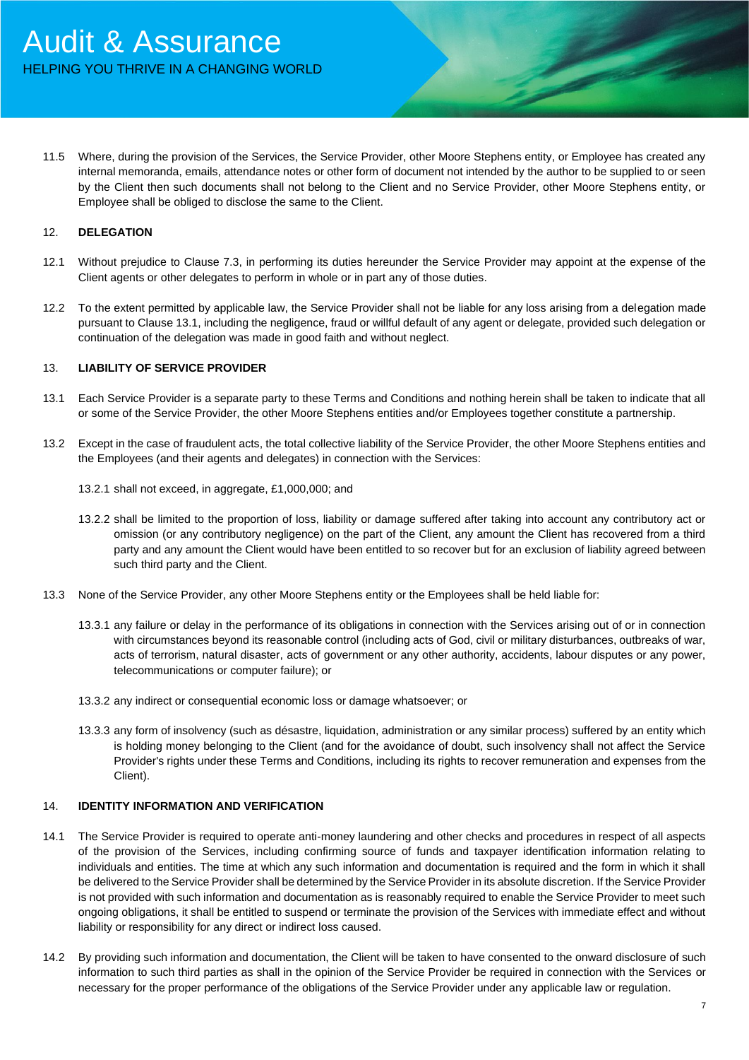11.5 Where, during the provision of the Services, the Service Provider, other Moore Stephens entity, or Employee has created any internal memoranda, emails, attendance notes or other form of document not intended by the author to be supplied to or seen by the Client then such documents shall not belong to the Client and no Service Provider, other Moore Stephens entity, or Employee shall be obliged to disclose the same to the Client.

## 12. DELEGATION

12.1 Without prejudice to Clause 7.3, in performing its duties hereunder the Service Provider may appoint at the expense of the Client agents or other delegates to perform in whole or in part any of those duties.

12.2 To the extent permitted by applicable law, the Service Provider shall not be liable for any loss arising from a delegation made pursuant to Clause 13.1, including the negligence, fraud or willful default of any agent or delegate, provided such delegation or continuation of the delegation was made in good faith and without neglect.

## 13. LIABILITY OF SERVICE PROVIDER

13.1 Each Service Provider is a separate party to these Terms and Conditions and nothing herein shall be taken to indicate that all or some of the Service Provider, the other Moore Stephens entities and/or Employees together constitute a partnership.

13.2 Except in the case of fraudulent acts, the total collective liability of the Service Provider, the other Moore Stephens entities and the Employees (and their agents and delegates) in connection with the Services:

13.2.1 shall not exceed, in aggregate, £1,000,000; and

13.2.2 shall be limited to the proportion of loss, liability or damage suffered after taking into account any contributory act or omission (or any contributory negligence) on the part of the Client, any amount the Client has recovered from a third party and any amount the Client would have been entitled to so recover but for an exclusion of liability agreed between such third party and the Client.

13.3 None of the Service Provider, any other Moore Stephens entity or the Employees shall be held liable for:

13.3.1 any failure or delay in the performance of its obligations in connection with the Services arising out of or in connection with circumstances beyond its reasonable control (including acts of God, civil or military disturbances, outbreaks of war, acts of terrorism, natural disaster, acts of government or any other authority, accidents, labour disputes or any power, telecommunications or computer failure); or

13.3.2 any indirect or consequential economic loss or damage whatsoever; or

13.3.3 any form of insolvency (such as désastre, liquidation, administration or any similar process) suffered by an entity which is holding money belonging to the Client (and for the avoidance of doubt, such insolvency shall not affect the Service Provider's rights under these Terms and Conditions, including its rights to recover remuneration and expenses from the Client).

## 14. IDENTITY INFORMATION AND VERIFICATION

14.1 The Service Provider is required to operate anti-money laundering and other checks and procedures in respect of all aspects of the provision of the Services, including confirming source of funds and taxpayer identification information relating to individuals and entities. The time at which any such information and documentation is required and the form in which it shall be delivered to the Service Provider shall be determined by the Service Provider in its absolute discretion. If the Service Provider is not provided with such information and documentation as is reasonably required to enable the Service Provider to meet such ongoing obligations, it shall be entitled to suspend or terminate the provision of the Services with immediate effect and without liability or responsibility for any direct or indirect loss caused.

14.2 By providing such information and documentation, the Client will be taken to have consented to the onward disclosure of such information to such third parties as shall in the opinion of the Service Provider be required in connection with the Services or necessary for the proper performance of the obligations of the Service Provider under any applicable law or regulation.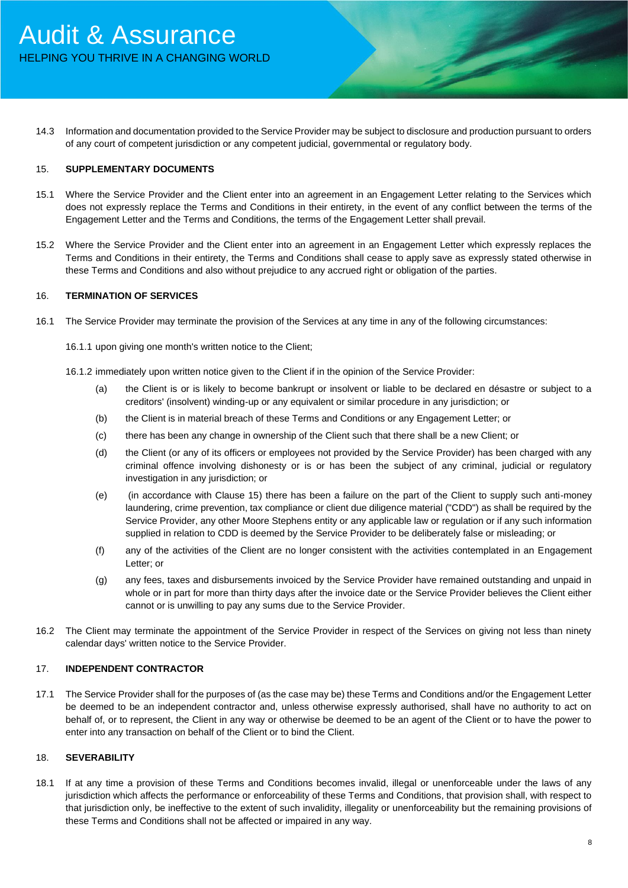14.3 Information and documentation provided to the Service Provider may be subject to disclosure and production pursuant to orders of any court of competent jurisdiction or any competent judicial, governmental or regulatory body.

## 15. SUPPLEMENTARY DOCUMENTS

15.1 Where the Service Provider and the Client enter into an agreement in an Engagement Letter relating to the Services which does not expressly replace the Terms and Conditions in their entirety, in the event of any conflict between the terms of the Engagement Letter and the Terms and Conditions, the terms of the Engagement Letter shall prevail.

15.2 Where the Service Provider and the Client enter into an agreement in an Engagement Letter which expressly replaces the Terms and Conditions in their entirety, the Terms and Conditions shall cease to apply save as expressly stated otherwise in these Terms and Conditions and also without prejudice to any accrued right or obligation of the parties.

## 16. TERMINATION OF SERVICES

16.1 The Service Provider may terminate the provision of the Services at any time in any of the following circumstances:

16.1.1 upon giving one month's written notice to the Client;

16.1.2 immediately upon written notice given to the Client if in the opinion of the Service Provider:

(a) the Client is or is likely to become bankrupt or insolvent or liable to be declared en désastre or subject to a creditors' (insolvent) winding-up or any equivalent or similar procedure in any jurisdiction; or

(b) the Client is in material breach of these Terms and Conditions or any Engagement Letter; or

(c) there has been any change in ownership of the Client such that there shall be a new Client; or

(d) the Client (or any of its officers or employees not provided by the Service Provider) has been charged with any criminal offence involving dishonesty or is or has been the subject of any criminal, judicial or regulatory investigation in any jurisdiction; or

(e) (in accordance with Clause 15) there has been a failure on the part of the Client to supply such anti-money laundering, crime prevention, tax compliance or client due diligence material ("CDD") as shall be required by the Service Provider, any other Moore Stephens entity or any applicable law or regulation or if any such information supplied in relation to CDD is deemed by the Service Provider to be deliberately false or misleading; or

(f) any of the activities of the Client are no longer consistent with the activities contemplated in an Engagement Letter; or

(g) any fees, taxes and disbursements invoiced by the Service Provider have remained outstanding and unpaid in whole or in part for more than thirty days after the invoice date or the Service Provider believes the Client either cannot or is unwilling to pay any sums due to the Service Provider.

16.2 The Client may terminate the appointment of the Service Provider in respect of the Services on giving not less than ninety calendar days' written notice to the Service Provider.

## 17. INDEPENDENT CONTRACTOR

17.1 The Service Provider shall for the purposes of (as the case may be) these Terms and Conditions and/or the Engagement Letter be deemed to be an independent contractor and, unless otherwise expressly authorised, shall have no authority to act on behalf of, or to represent, the Client in any way or otherwise be deemed to be an agent of the Client or to have the power to enter into any transaction on behalf of the Client or to bind the Client.

## 18. SEVERABILITY

18.1 If at any time a provision of these Terms and Conditions becomes invalid, illegal or unenforceable under the laws of any jurisdiction which affects the performance or enforceability of these Terms and Conditions, that provision shall, with respect to that jurisdiction only, be ineffective to the extent of such invalidity, illegality or unenforceability but the remaining provisions of these Terms and Conditions shall not be affected or impaired in any way.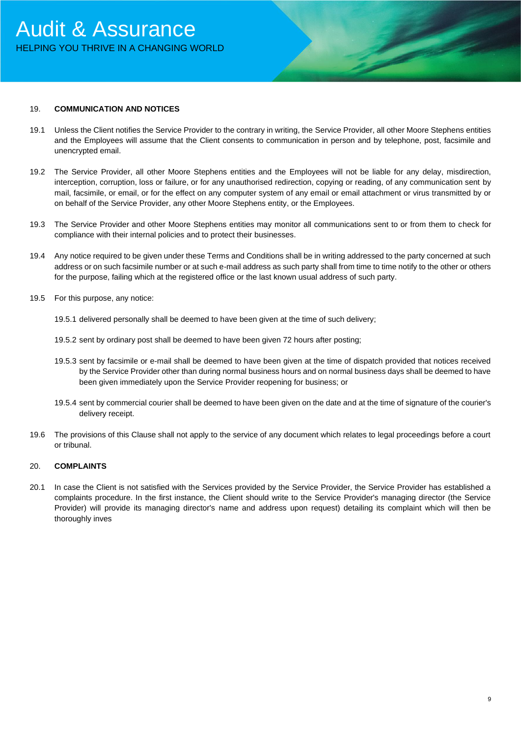## 19. COMMUNICATION AND NOTICES

19.1 Unless the Client notifies the Service Provider to the contrary in writing, the Service Provider, all other Moore Stephens entities and the Employees will assume that the Client consents to communication in person and by telephone, post, facsimile and unencrypted email.

19.2 The Service Provider, all other Moore Stephens entities and the Employees will not be liable for any delay, misdirection, interception, corruption, loss or failure, or for any unauthorised redirection, copying or reading, of any communication sent by mail, facsimile, or email, or for the effect on any computer system of any email or email attachment or virus transmitted by or on behalf of the Service Provider, any other Moore Stephens entity, or the Employees.

19.3 The Service Provider and other Moore Stephens entities may monitor all communications sent to or from them to check for compliance with their internal policies and to protect their businesses.

19.4 Any notice required to be given under these Terms and Conditions shall be in writing addressed to the party concerned at such address or on such facsimile number or at such e-mail address as such party shall from time to time notify to the other or others for the purpose, failing which at the registered office or the last known usual address of such party.

19.5 For this purpose, any notice:

19.5.1 delivered personally shall be deemed to have been given at the time of such delivery;

19.5.2 sent by ordinary post shall be deemed to have been given 72 hours after posting;

19.5.3 sent by facsimile or e-mail shall be deemed to have been given at the time of dispatch provided that notices received by the Service Provider other than during normal business hours and on normal business days shall be deemed to have been given immediately upon the Service Provider reopening for business; or

19.5.4 sent by commercial courier shall be deemed to have been given on the date and at the time of signature of the courier's delivery receipt.

19.6 The provisions of this Clause shall not apply to the service of any document which relates to legal proceedings before a court or tribunal.

## 20. COMPLAINTS

20.1 In case the Client is not satisfied with the Services provided by the Service Provider, the Service Provider has established a complaints procedure. In the first instance, the Client should write to the Service Provider's managing director (the Service Provider) will provide its managing director's name and address upon request) detailing its complaint which will then be thoroughly inves